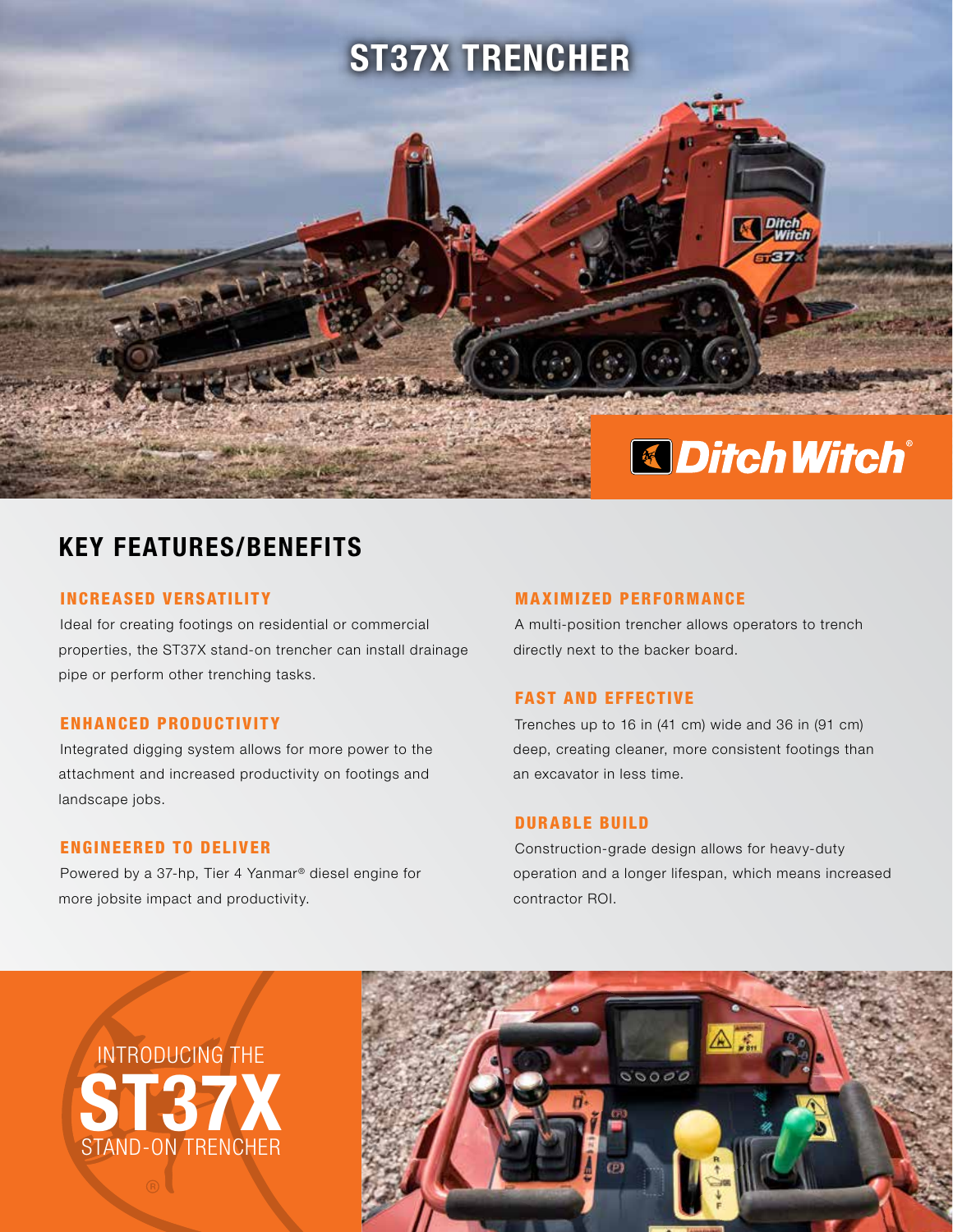# ST37X TRENCHER

## KEY FEATURES/BENEFITS

### INCREASED VERSATILITY

Ideal for creating footings on residential or commercial properties, the ST37X stand-on trencher can install drainage pipe or perform other trenching tasks.

### ENHANCED PRODUCTIVITY

Integrated digging system allows for more power to the attachment and increased productivity on footings and landscape jobs.

### ENGINEERED TO DELIVER

Powered by a 37-hp, Tier 4 Yanmar® diesel engine for more jobsite impact and productivity.

### MAXIMIZED PERFORMANCE

A multi-position trencher allows operators to trench directly next to the backer board.

### FAST AND EFFECTIVE

Trenches up to 16 in (41 cm) wide and 36 in (91 cm) deep, creating cleaner, more consistent footings than an excavator in less time.

### DURABLE BUILD

Construction-grade design allows for heavy-duty operation and a longer lifespan, which means increased contractor ROI.

INTRODUCING THE
**ST37X**
STAND-ON TRENCHER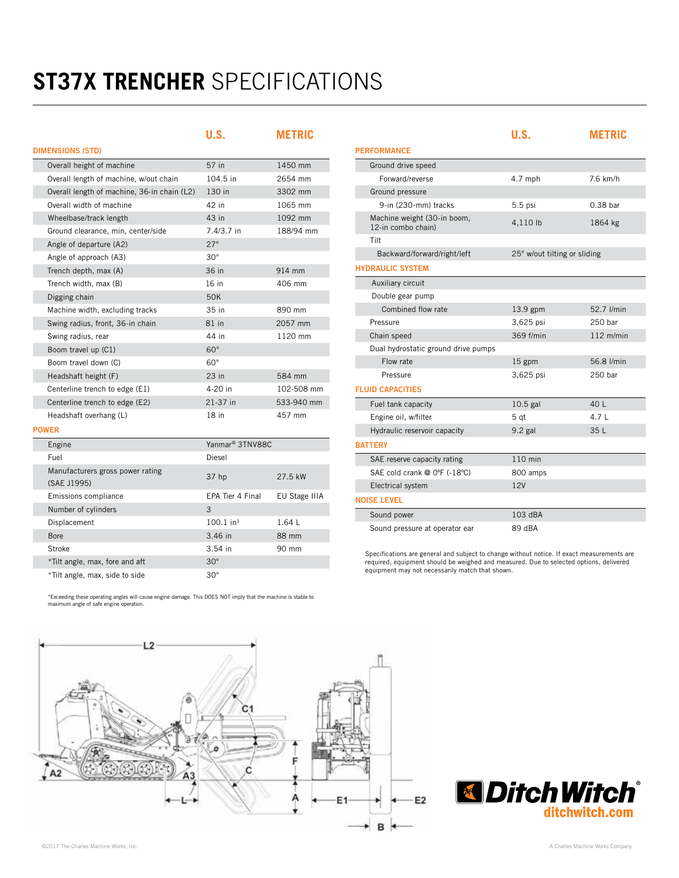# ST37X TRENCHER SPECIFICATIONS

| | U.S. | METRIC |
|---|---|---|
| **DIMENSIONS (STD)** | | |
| Overall height of machine | 57 in | 1450 mm |
| Overall length of machine, w/out chain | 104.5 in | 2654 mm |
| Overall length of machine, 36-in chain (L2) | 130 in | 3302 mm |
| Overall width of machine | 42 in | 1065 mm |
| Wheelbase/track length | 43 in | 1092 mm |
| Ground clearance, min, center/side | 7.4/3.7 in | 188/94 mm |
| Angle of departure (A2) | 27° | |
| Angle of approach (A3) | 30° | |
| Trench depth, max (A) | 36 in | 914 mm |
| Trench width, max (B) | 16 in | 406 mm |
| Digging chain | 50K | |
| Machine width, excluding tracks | 35 in | 890 mm |
| Swing radius, front, 36-in chain | 81 in | 2057 mm |
| Swing radius, rear | 44 in | 1120 mm |
| Boom travel up (C1) | 60° | |
| Boom travel down (C) | 60° | |
| Headshaft height (F) | 23 in | 584 mm |
| Centerline trench to edge (E1) | 4-20 in | 102-508 mm |
| Centerline trench to edge (E2) | 21-37 in | 533-940 mm |
| Headshaft overhang (L) | 18 in | 457 mm |
| **POWER** | | |
| Engine | Yanmar® 3TNV88C | |
| Fuel | Diesel | |
| Manufacturers gross power rating (SAE J1995) | 37 hp | 27.5 kW |
| Emissions compliance | EPA Tier 4 Final | EU Stage IIIA |
| Number of cylinders | 3 | |
| Displacement | 100.1 in³ | 1.64 L |
| Bore | 3.46 in | 88 mm |
| Stroke | 3.54 in | 90 mm |
| *Tilt angle, max, fore and aft | 30° | |
| *Tilt angle, max, side to side | 30° | |

*Exceeding these operating angles will cause engine damage. This DOES NOT imply that the machine is stable to maximum angle of safe engine operation.

| | U.S. | METRIC |
|---|---|---|
| **PERFORMANCE** | | |
| Ground drive speed | | |
| Forward/reverse | 4.7 mph | 7.6 km/h |
| Ground pressure | | |
| 9-in (230-mm) tracks | 5.5 psi | 0.38 bar |
| Machine weight (30-in boom, 12-in combo chain) | 4,110 lb | 1864 kg |
| Tilt | | |
| Backward/forward/right/left | 25° w/out tilting or sliding | |
| **HYDRAULIC SYSTEM** | | |
| Auxiliary circuit | | |
| Double gear pump | | |
| Combined flow rate | 13.9 gpm | 52.7 l/min |
| Pressure | 3,625 psi | 250 bar |
| Chain speed | 369 f/min | 112 m/min |
| Dual hydrostatic ground drive pumps | | |
| Flow rate | 15 gpm | 56.8 l/min |
| Pressure | 3,625 psi | 250 bar |
| **FLUID CAPACITIES** | | |
| Fuel tank capacity | 10.5 gal | 40 L |
| Engine oil, w/filter | 5 qt | 4.7 L |
| Hydraulic reservoir capacity | 9.2 gal | 35 L |
| **BATTERY** | | |
| SAE reserve capacity rating | 110 min | |
| SAE cold crank @ 0ºF (-18ºC) | 800 amps | |
| Electrical system | 12V | |
| **NOISE LEVEL** | | |
| Sound power | 103 dBA | |
| Sound pressure at operator ear | 89 dBA | |

Specifications are general and subject to change without notice. If exact measurements are required, equipment should be weighed and measured. Due to selected options, delivered equipment may not necessarily match that shown.

L2
C1
C
F
A
A2
A3
L
E1
E2
B

Ditch Witch®
ditchwitch.com

©2017 The Charles Machine Works, Inc.

A Charles Machine Works Company